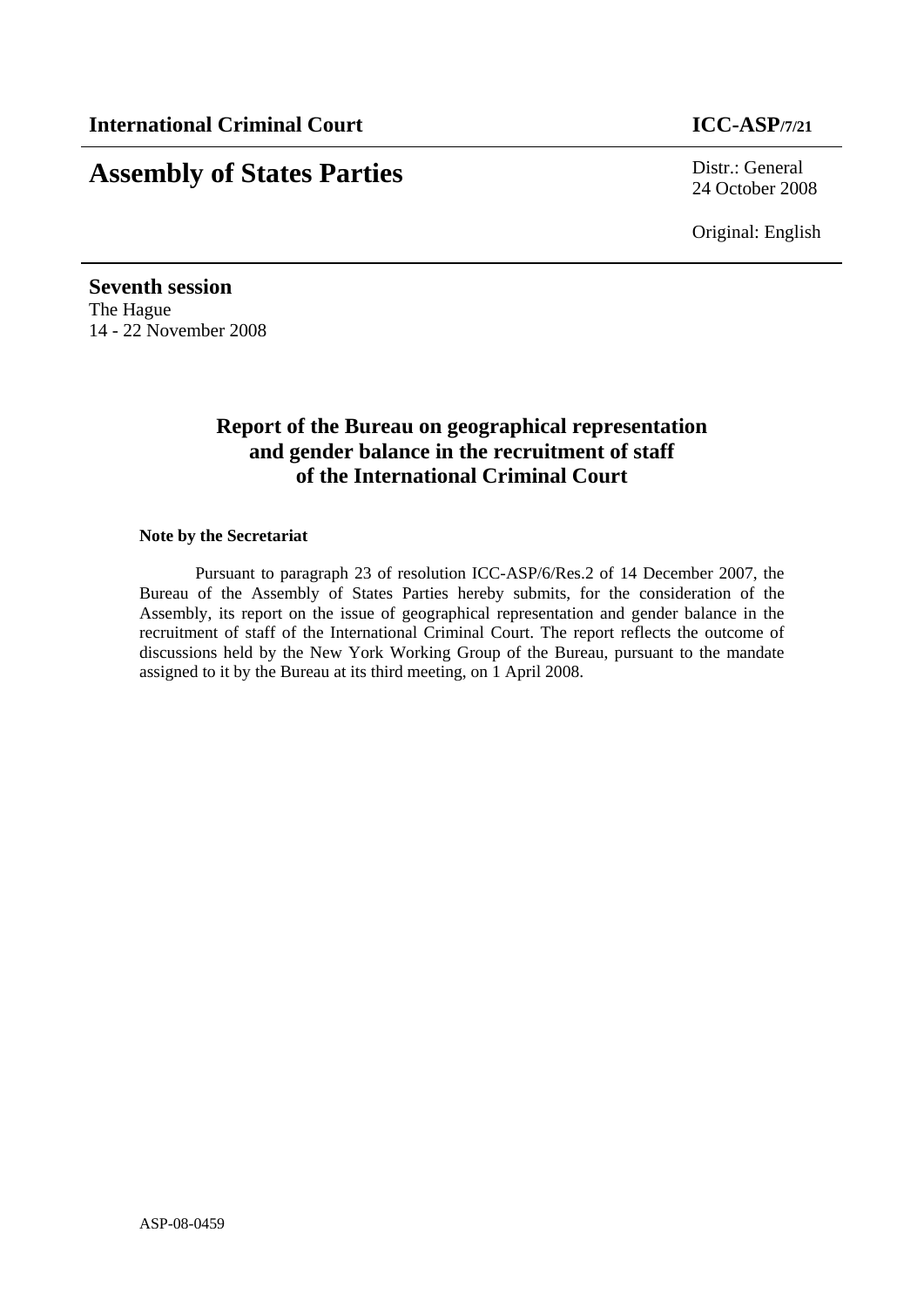**International Criminal Court** **ICC-ASP/7/21**

# Assembly of States Parties

Distr.: General
24 October 2008

Original: English

**Seventh session**
The Hague
14 - 22 November 2008

## Report of the Bureau on geographical representation and gender balance in the recruitment of staff of the International Criminal Court

**Note by the Secretariat**

Pursuant to paragraph 23 of resolution ICC-ASP/6/Res.2 of 14 December 2007, the Bureau of the Assembly of States Parties hereby submits, for the consideration of the Assembly, its report on the issue of geographical representation and gender balance in the recruitment of staff of the International Criminal Court. The report reflects the outcome of discussions held by the New York Working Group of the Bureau, pursuant to the mandate assigned to it by the Bureau at its third meeting, on 1 April 2008.

ASP-08-0459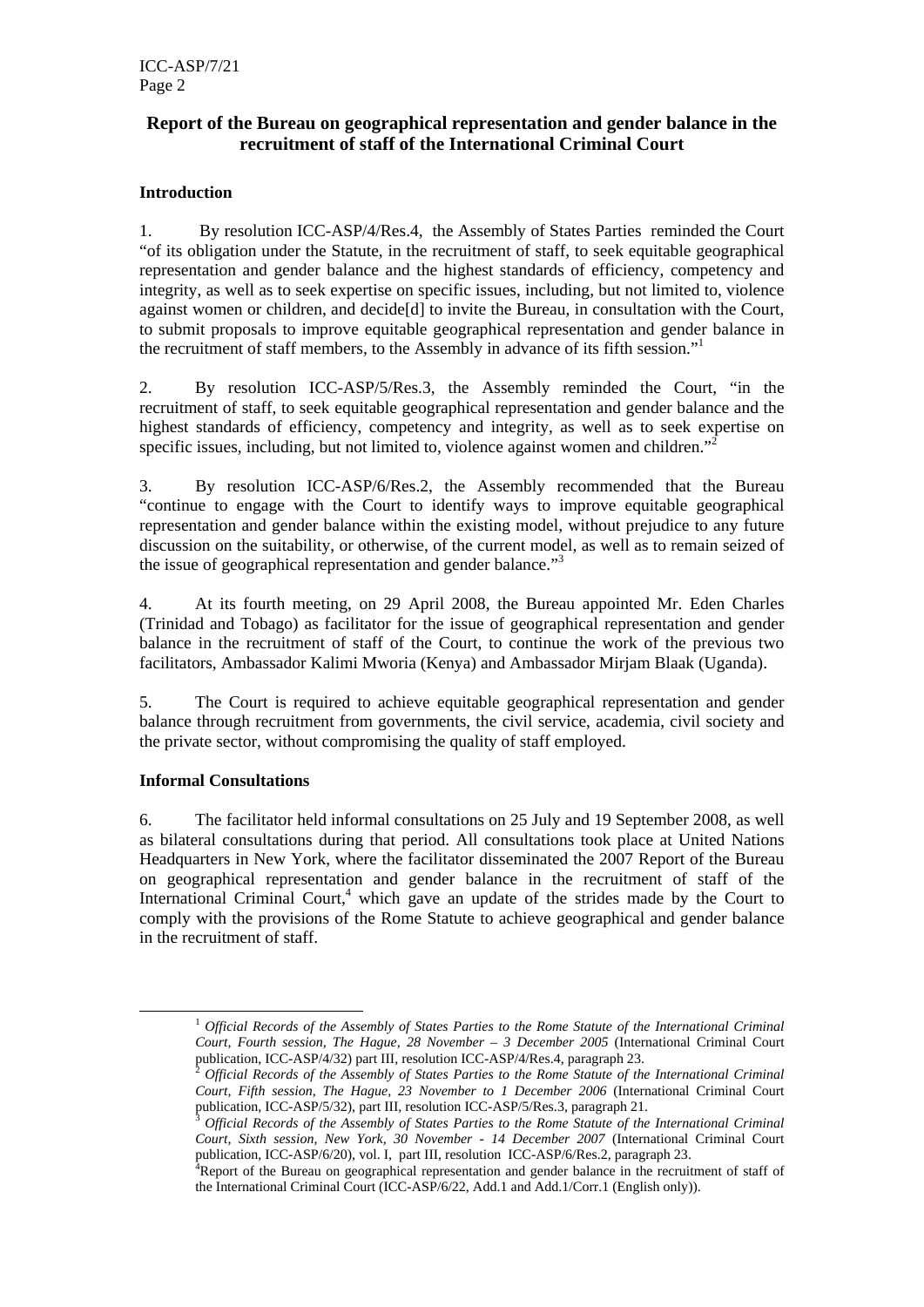## Report of the Bureau on geographical representation and gender balance in the recruitment of staff of the International Criminal Court

### Introduction

1. By resolution ICC-ASP/4/Res.4, the Assembly of States Parties reminded the Court "of its obligation under the Statute, in the recruitment of staff, to seek equitable geographical representation and gender balance and the highest standards of efficiency, competency and integrity, as well as to seek expertise on specific issues, including, but not limited to, violence against women or children, and decide[d] to invite the Bureau, in consultation with the Court, to submit proposals to improve equitable geographical representation and gender balance in the recruitment of staff members, to the Assembly in advance of its fifth session."[1]

2. By resolution ICC-ASP/5/Res.3, the Assembly reminded the Court, "in the recruitment of staff, to seek equitable geographical representation and gender balance and the highest standards of efficiency, competency and integrity, as well as to seek expertise on specific issues, including, but not limited to, violence against women and children."[2]

3. By resolution ICC-ASP/6/Res.2, the Assembly recommended that the Bureau "continue to engage with the Court to identify ways to improve equitable geographical representation and gender balance within the existing model, without prejudice to any future discussion on the suitability, or otherwise, of the current model, as well as to remain seized of the issue of geographical representation and gender balance."[3]

4. At its fourth meeting, on 29 April 2008, the Bureau appointed Mr. Eden Charles (Trinidad and Tobago) as facilitator for the issue of geographical representation and gender balance in the recruitment of staff of the Court, to continue the work of the previous two facilitators, Ambassador Kalimi Mworia (Kenya) and Ambassador Mirjam Blaak (Uganda).

5. The Court is required to achieve equitable geographical representation and gender balance through recruitment from governments, the civil service, academia, civil society and the private sector, without compromising the quality of staff employed.

### Informal Consultations

6. The facilitator held informal consultations on 25 July and 19 September 2008, as well as bilateral consultations during that period. All consultations took place at United Nations Headquarters in New York, where the facilitator disseminated the 2007 Report of the Bureau on geographical representation and gender balance in the recruitment of staff of the International Criminal Court,[4] which gave an update of the strides made by the Court to comply with the provisions of the Rome Statute to achieve geographical and gender balance in the recruitment of staff.

---

[1] *Official Records of the Assembly of States Parties to the Rome Statute of the International Criminal Court, Fourth session, The Hague, 28 November – 3 December 2005* (International Criminal Court publication, ICC-ASP/4/32) part III, resolution ICC-ASP/4/Res.4, paragraph 23.

[2] *Official Records of the Assembly of States Parties to the Rome Statute of the International Criminal Court, Fifth session, The Hague, 23 November to 1 December 2006* (International Criminal Court publication, ICC-ASP/5/32), part III, resolution ICC-ASP/5/Res.3, paragraph 21.

[3] *Official Records of the Assembly of States Parties to the Rome Statute of the International Criminal Court, Sixth session, New York, 30 November - 14 December 2007* (International Criminal Court publication, ICC-ASP/6/20), vol. I, part III, resolution ICC-ASP/6/Res.2, paragraph 23.

[4] Report of the Bureau on geographical representation and gender balance in the recruitment of staff of the International Criminal Court (ICC-ASP/6/22, Add.1 and Add.1/Corr.1 (English only)).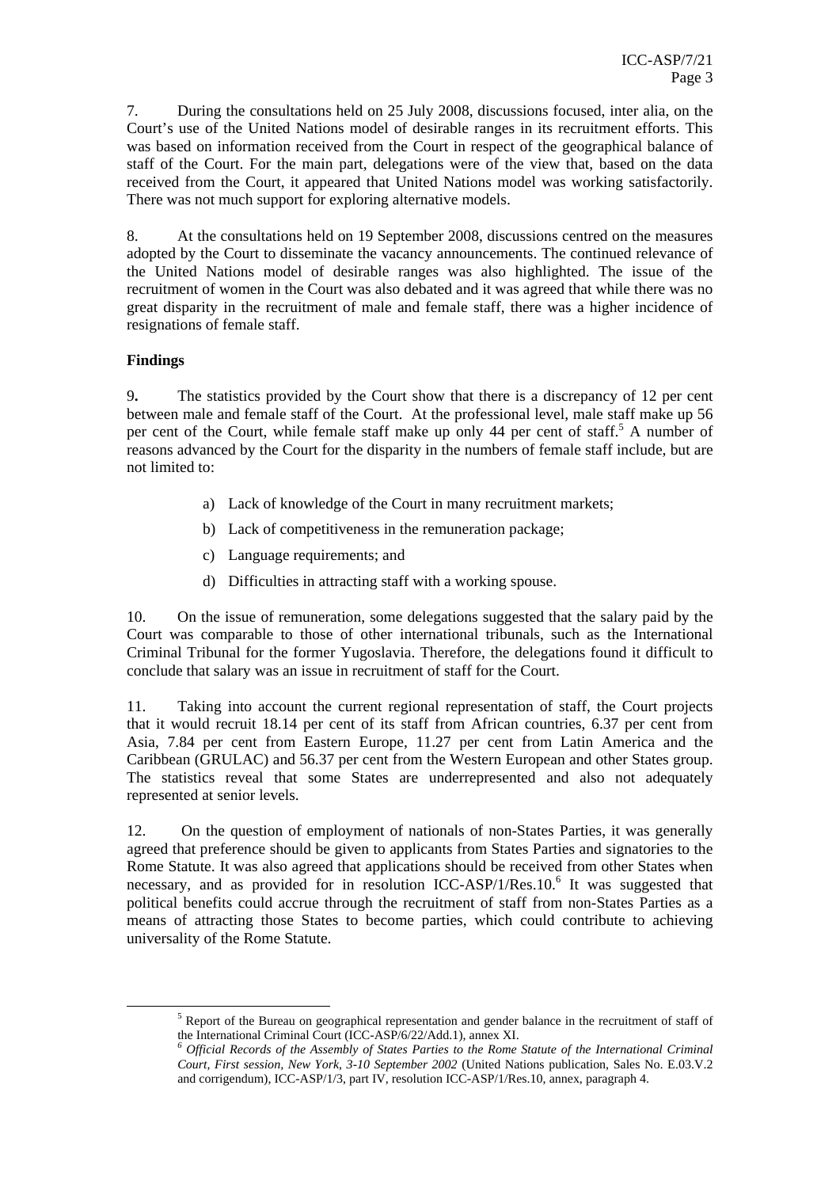7. During the consultations held on 25 July 2008, discussions focused, inter alia, on the Court's use of the United Nations model of desirable ranges in its recruitment efforts. This was based on information received from the Court in respect of the geographical balance of staff of the Court. For the main part, delegations were of the view that, based on the data received from the Court, it appeared that United Nations model was working satisfactorily. There was not much support for exploring alternative models.

8. At the consultations held on 19 September 2008, discussions centred on the measures adopted by the Court to disseminate the vacancy announcements. The continued relevance of the United Nations model of desirable ranges was also highlighted. The issue of the recruitment of women in the Court was also debated and it was agreed that while there was no great disparity in the recruitment of male and female staff, there was a higher incidence of resignations of female staff.

**Findings**

**9.** The statistics provided by the Court show that there is a discrepancy of 12 per cent between male and female staff of the Court. At the professional level, male staff make up 56 per cent of the Court, while female staff make up only 44 per cent of staff.[5] A number of reasons advanced by the Court for the disparity in the numbers of female staff include, but are not limited to:

a) Lack of knowledge of the Court in many recruitment markets;

b) Lack of competitiveness in the remuneration package;

c) Language requirements; and

d) Difficulties in attracting staff with a working spouse.

10. On the issue of remuneration, some delegations suggested that the salary paid by the Court was comparable to those of other international tribunals, such as the International Criminal Tribunal for the former Yugoslavia. Therefore, the delegations found it difficult to conclude that salary was an issue in recruitment of staff for the Court.

11. Taking into account the current regional representation of staff, the Court projects that it would recruit 18.14 per cent of its staff from African countries, 6.37 per cent from Asia, 7.84 per cent from Eastern Europe, 11.27 per cent from Latin America and the Caribbean (GRULAC) and 56.37 per cent from the Western European and other States group. The statistics reveal that some States are underrepresented and also not adequately represented at senior levels.

12. On the question of employment of nationals of non-States Parties, it was generally agreed that preference should be given to applicants from States Parties and signatories to the Rome Statute. It was also agreed that applications should be received from other States when necessary, and as provided for in resolution ICC-ASP/1/Res.10.[6] It was suggested that political benefits could accrue through the recruitment of staff from non-States Parties as a means of attracting those States to become parties, which could contribute to achieving universality of the Rome Statute.

---

[5] Report of the Bureau on geographical representation and gender balance in the recruitment of staff of the International Criminal Court (ICC-ASP/6/22/Add.1), annex XI.

[6] *Official Records of the Assembly of States Parties to the Rome Statute of the International Criminal Court, First session, New York, 3-10 September 2002* (United Nations publication, Sales No. E.03.V.2 and corrigendum), ICC-ASP/1/3, part IV, resolution ICC-ASP/1/Res.10, annex, paragraph 4.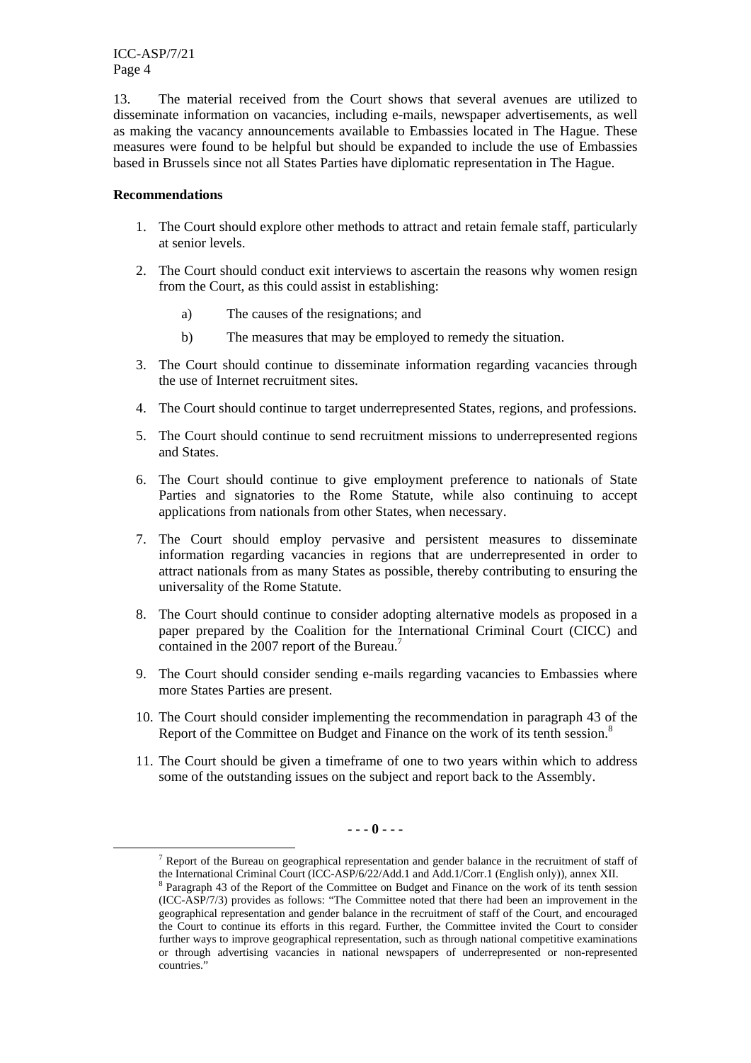13. The material received from the Court shows that several avenues are utilized to disseminate information on vacancies, including e-mails, newspaper advertisements, as well as making the vacancy announcements available to Embassies located in The Hague. These measures were found to be helpful but should be expanded to include the use of Embassies based in Brussels since not all States Parties have diplomatic representation in The Hague.

**Recommendations**

1. The Court should explore other methods to attract and retain female staff, particularly at senior levels.
2. The Court should conduct exit interviews to ascertain the reasons why women resign from the Court, as this could assist in establishing:
   a) The causes of the resignations; and
   b) The measures that may be employed to remedy the situation.
3. The Court should continue to disseminate information regarding vacancies through the use of Internet recruitment sites.
4. The Court should continue to target underrepresented States, regions, and professions.
5. The Court should continue to send recruitment missions to underrepresented regions and States.
6. The Court should continue to give employment preference to nationals of State Parties and signatories to the Rome Statute, while also continuing to accept applications from nationals from other States, when necessary.
7. The Court should employ pervasive and persistent measures to disseminate information regarding vacancies in regions that are underrepresented in order to attract nationals from as many States as possible, thereby contributing to ensuring the universality of the Rome Statute.
8. The Court should continue to consider adopting alternative models as proposed in a paper prepared by the Coalition for the International Criminal Court (CICC) and contained in the 2007 report of the Bureau.[7]
9. The Court should consider sending e-mails regarding vacancies to Embassies where more States Parties are present.
10. The Court should consider implementing the recommendation in paragraph 43 of the Report of the Committee on Budget and Finance on the work of its tenth session.[8]
11. The Court should be given a timeframe of one to two years within which to address some of the outstanding issues on the subject and report back to the Assembly.

**- - - 0 - - -**

[7] Report of the Bureau on geographical representation and gender balance in the recruitment of staff of the International Criminal Court (ICC-ASP/6/22/Add.1 and Add.1/Corr.1 (English only)), annex XII.

[8] Paragraph 43 of the Report of the Committee on Budget and Finance on the work of its tenth session (ICC-ASP/7/3) provides as follows: "The Committee noted that there had been an improvement in the geographical representation and gender balance in the recruitment of staff of the Court, and encouraged the Court to continue its efforts in this regard. Further, the Committee invited the Court to consider further ways to improve geographical representation, such as through national competitive examinations or through advertising vacancies in national newspapers of underrepresented or non-represented countries."